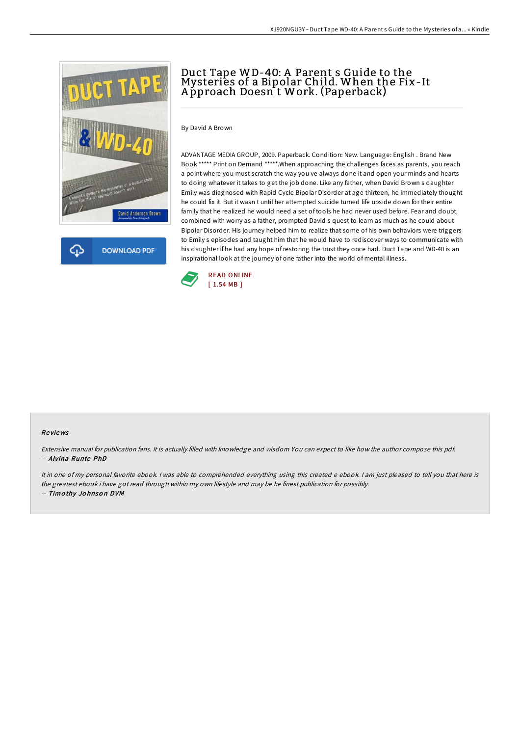# Duct Tape WD-40: A Parent s Guide to the Mysteries of a Bipolar Child. When the Fix-It Approach Doesn t Work. (Paperback)

DOWNLOAD PDF

By David A Brown

ADVANTAGE MEDIA GROUP, 2009. Paperback. Condition: New. Language: English . Brand New Book ***** Print on Demand *****.When approaching the challenges faces as parents, you reach a point where you must scratch the way you ve always done it and open your minds and hearts to doing whatever it takes to get the job done. Like any father, when David Brown s daughter Emily was diagnosed with Rapid Cycle Bipolar Disorder at age thirteen, he immediately thought he could fix it. But it wasn t until her attempted suicide turned life upside down for their entire family that he realized he would need a set of tools he had never used before. Fear and doubt, combined with worry as a father, prompted David s quest to learn as much as he could about Bipolar Disorder. His journey helped him to realize that some of his own behaviors were triggers to Emily s episodes and taught him that he would have to rediscover ways to communicate with his daughter if he had any hope of restoring the trust they once had. Duct Tape and WD-40 is an inspirational look at the journey of one father into the world of mental illness.

READ ONLINE
[ 1.54 MB ]

## Reviews

*Extensive manual for publication fans. It is actually filled with knowledge and wisdom You can expect to like how the author compose this pdf.*
-- ***Alvina Runte PhD***

*It in one of my personal favorite ebook. I was able to comprehended everything using this created e ebook. I am just pleased to tell you that here is the greatest ebook i have got read through within my own lifestyle and may be he finest publication for possibly.*
-- ***Timothy Johnson DVM***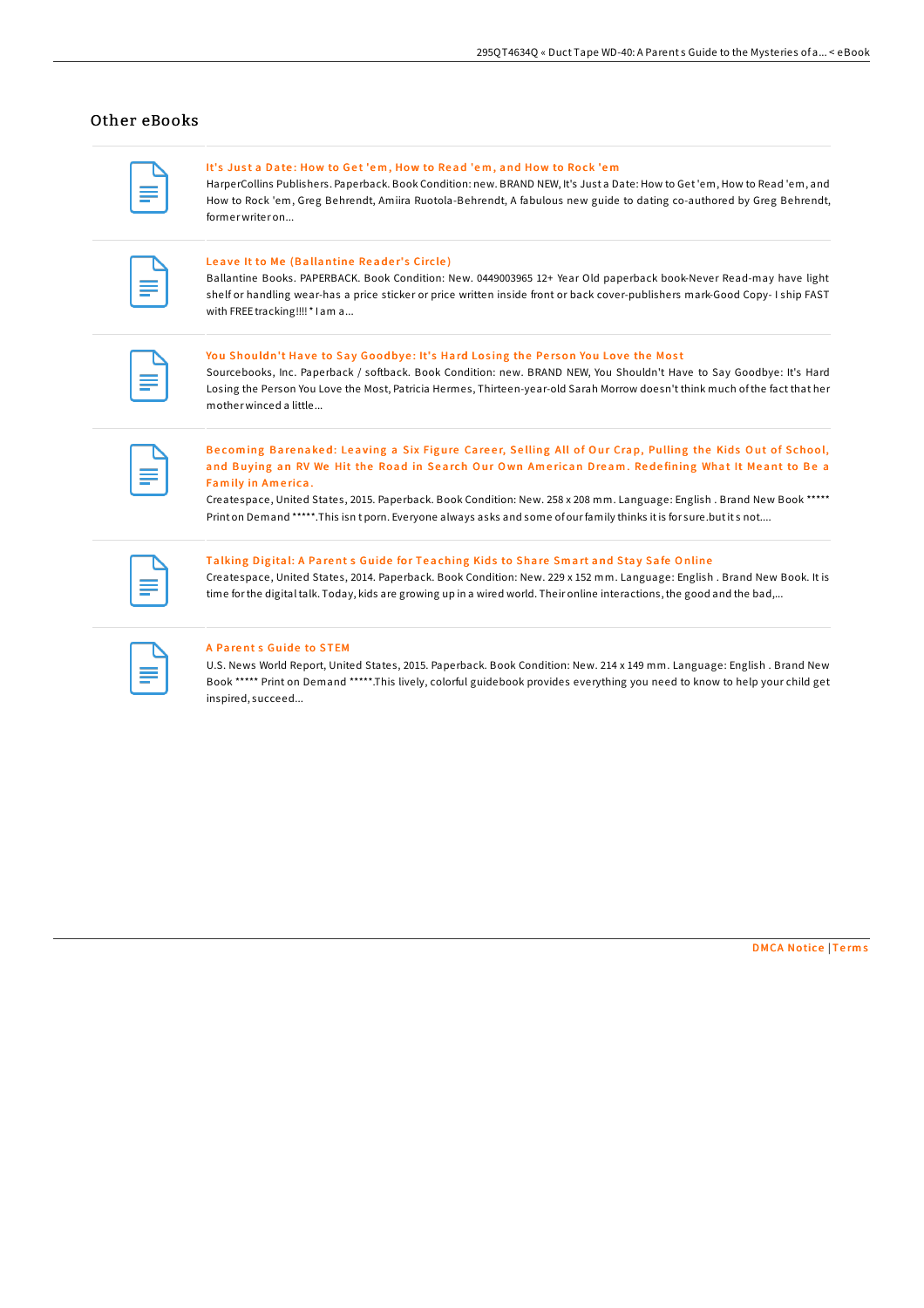## Other eBooks

### It's Just a Date: How to Get 'em, How to Read 'em, and How to Rock 'em

HarperCollins Publishers. Paperback. Book Condition: new. BRAND NEW, It's Just a Date: How to Get 'em, How to Read 'em, and How to Rock 'em, Greg Behrendt, Amiira Ruotola-Behrendt, A fabulous new guide to dating co-authored by Greg Behrendt, former writer on...

### Leave It to Me (Ballantine Reader's Circle)

Ballantine Books. PAPERBACK. Book Condition: New. 0449003965 12+ Year Old paperback book-Never Read-may have light shelf or handling wear-has a price sticker or price written inside front or back cover-publishers mark-Good Copy- I ship FAST with FREE tracking!!!! * I am a...

### You Shouldn't Have to Say Goodbye: It's Hard Losing the Person You Love the Most

Sourcebooks, Inc. Paperback / softback. Book Condition: new. BRAND NEW, You Shouldn't Have to Say Goodbye: It's Hard Losing the Person You Love the Most, Patricia Hermes, Thirteen-year-old Sarah Morrow doesn't think much of the fact that her mother winced a little...

### Becoming Barenaked: Leaving a Six Figure Career, Selling All of Our Crap, Pulling the Kids Out of School, and Buying an RV We Hit the Road in Search Our Own American Dream. Redefining What It Meant to Be a Family in America.

Createspace, United States, 2015. Paperback. Book Condition: New. 258 x 208 mm. Language: English . Brand New Book ***** Print on Demand *****.This isn t porn. Everyone always asks and some of our family thinks it is for sure.but it s not....

### Talking Digital: A Parent s Guide for Teaching Kids to Share Smart and Stay Safe Online

Createspace, United States, 2014. Paperback. Book Condition: New. 229 x 152 mm. Language: English . Brand New Book. It is time for the digital talk. Today, kids are growing up in a wired world. Their online interactions, the good and the bad,...

### A Parent s Guide to STEM

U.S. News World Report, United States, 2015. Paperback. Book Condition: New. 214 x 149 mm. Language: English . Brand New Book ***** Print on Demand *****.This lively, colorful guidebook provides everything you need to know to help your child get inspired, succeed...